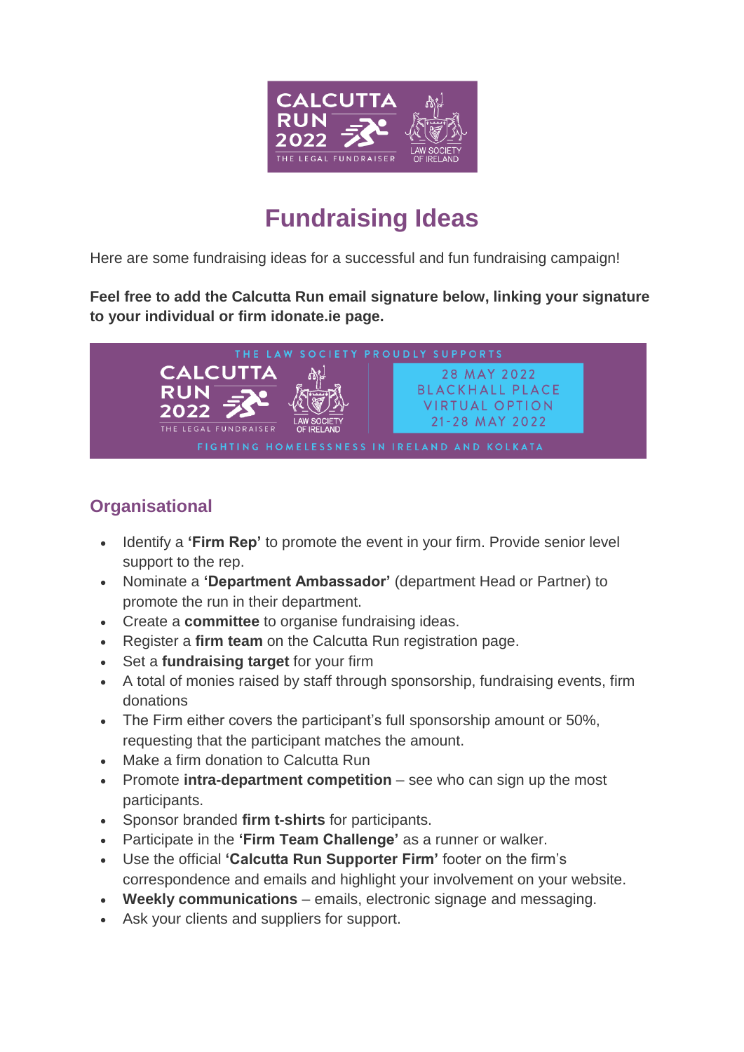# Fundraising Ideas

Here are some fundraising ideas for a successful and fun fundraising campaign!

**Feel free to add the Calcutta Run email signature below, linking your signature to your individual or firm idonate.ie page.**

## Organisational

- Identify a **'Firm Rep'** to promote the event in your firm. Provide senior level support to the rep.
- Nominate a **'Department Ambassador'** (department Head or Partner) to promote the run in their department.
- Create a **committee** to organise fundraising ideas.
- Register a **firm team** on the Calcutta Run registration page.
- Set a **fundraising target** for your firm
- A total of monies raised by staff through sponsorship, fundraising events, firm donations
- The Firm either covers the participant's full sponsorship amount or 50%, requesting that the participant matches the amount.
- Make a firm donation to Calcutta Run
- Promote **intra-department competition** – see who can sign up the most participants.
- Sponsor branded **firm t-shirts** for participants.
- Participate in the **'Firm Team Challenge'** as a runner or walker.
- Use the official **'Calcutta Run Supporter Firm'** footer on the firm's correspondence and emails and highlight your involvement on your website.
- **Weekly communications** – emails, electronic signage and messaging.
- Ask your clients and suppliers for support.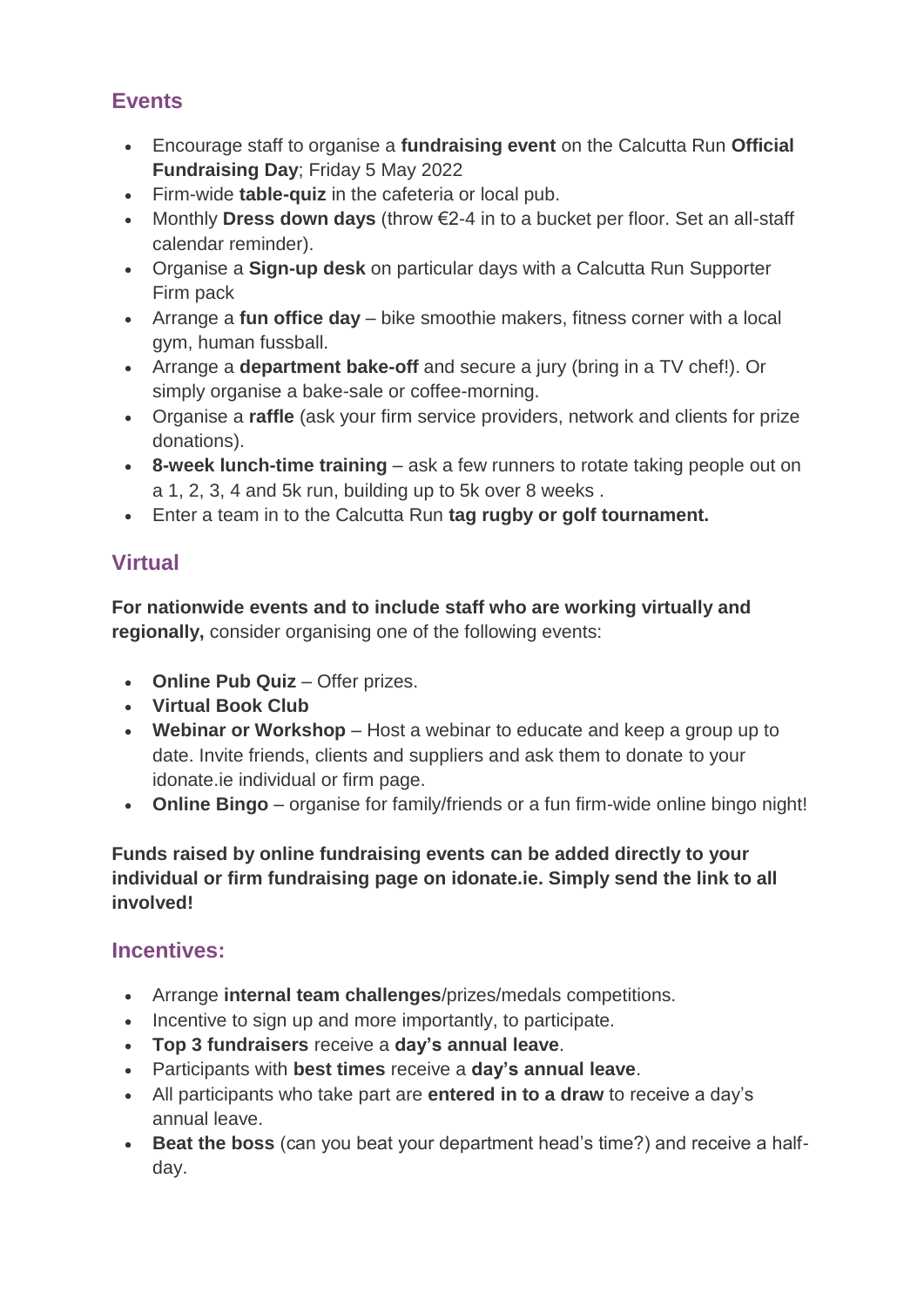## Events

- Encourage staff to organise a **fundraising event** on the Calcutta Run **Official Fundraising Day**; Friday 5 May 2022
- Firm-wide **table-quiz** in the cafeteria or local pub.
- Monthly **Dress down days** (throw €2-4 in to a bucket per floor. Set an all-staff calendar reminder).
- Organise a **Sign-up desk** on particular days with a Calcutta Run Supporter Firm pack
- Arrange a **fun office day** – bike smoothie makers, fitness corner with a local gym, human fussball.
- Arrange a **department bake-off** and secure a jury (bring in a TV chef!). Or simply organise a bake-sale or coffee-morning.
- Organise a **raffle** (ask your firm service providers, network and clients for prize donations).
- **8-week lunch-time training** – ask a few runners to rotate taking people out on a 1, 2, 3, 4 and 5k run, building up to 5k over 8 weeks .
- Enter a team in to the Calcutta Run **tag rugby or golf tournament.**

## Virtual

**For nationwide events and to include staff who are working virtually and regionally,** consider organising one of the following events:

- **Online Pub Quiz** – Offer prizes.
- **Virtual Book Club**
- **Webinar or Workshop** – Host a webinar to educate and keep a group up to date. Invite friends, clients and suppliers and ask them to donate to your idonate.ie individual or firm page.
- **Online Bingo** – organise for family/friends or a fun firm-wide online bingo night!

**Funds raised by online fundraising events can be added directly to your individual or firm fundraising page on idonate.ie. Simply send the link to all involved!**

## Incentives:

- Arrange **internal team challenges**/prizes/medals competitions.
- Incentive to sign up and more importantly, to participate.
- **Top 3 fundraisers** receive a **day's annual leave**.
- Participants with **best times** receive a **day's annual leave**.
- All participants who take part are **entered in to a draw** to receive a day's annual leave.
- **Beat the boss** (can you beat your department head's time?) and receive a half-day.